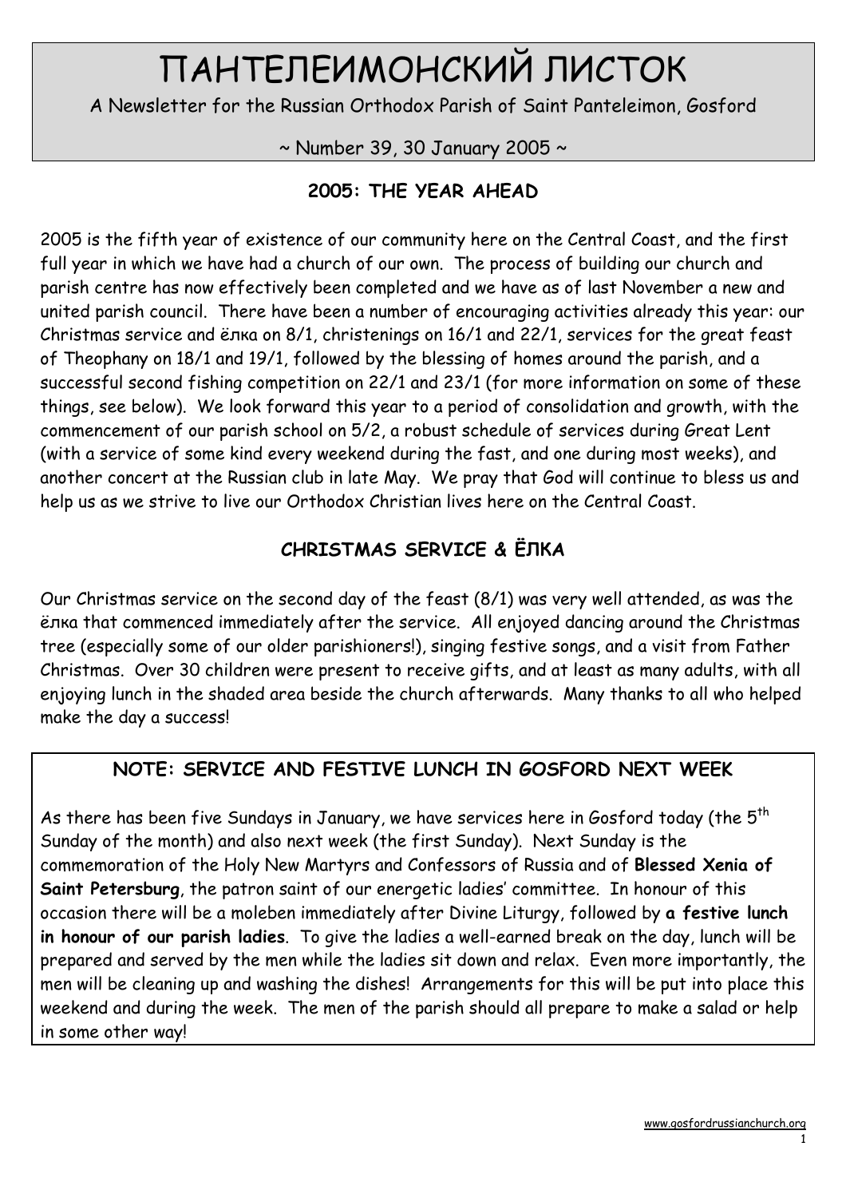# ПАНТЕЛЕИМОНСКИЙ ЛИСТОК

A Newsletter for the Russian Orthodox Parish of Saint Panteleimon, Gosford

~ Number 39, 30 January 2005 ~

## 2005: THE YEAR AHEAD

2005 is the fifth year of existence of our community here on the Central Coast, and the first full year in which we have had a church of our own. The process of building our church and parish centre has now effectively been completed and we have as of last November a new and united parish council. There have been a number of encouraging activities already this year: our Christmas service and ёлка on 8/1, christenings on 16/1 and 22/1, services for the great feast of Theophany on 18/1 and 19/1, followed by the blessing of homes around the parish, and a successful second fishing competition on 22/1 and 23/1 (for more information on some of these things, see below). We look forward this year to a period of consolidation and growth, with the commencement of our parish school on 5/2, a robust schedule of services during Great Lent (with a service of some kind every weekend during the fast, and one during most weeks), and another concert at the Russian club in late May. We pray that God will continue to bless us and help us as we strive to live our Orthodox Christian lives here on the Central Coast.

## CHRISTMAS SERVICE & ЁЛКА

Our Christmas service on the second day of the feast (8/1) was very well attended, as was the ёлка that commenced immediately after the service. All enjoyed dancing around the Christmas tree (especially some of our older parishioners!), singing festive songs, and a visit from Father Christmas. Over 30 children were present to receive gifts, and at least as many adults, with all enjoying lunch in the shaded area beside the church afterwards. Many thanks to all who helped make the day a success!

## NOTE: SERVICE AND FESTIVE LUNCH IN GOSFORD NEXT WEEK

As there has been five Sundays in January, we have services here in Gosford today (the 5th Sunday of the month) and also next week (the first Sunday). Next Sunday is the commemoration of the Holy New Martyrs and Confessors of Russia and of **Blessed Xenia of Saint Petersburg**, the patron saint of our energetic ladies' committee. In honour of this occasion there will be a moleben immediately after Divine Liturgy, followed by **a festive lunch in honour of our parish ladies**. To give the ladies a well-earned break on the day, lunch will be prepared and served by the men while the ladies sit down and relax. Even more importantly, the men will be cleaning up and washing the dishes! Arrangements for this will be put into place this weekend and during the week. The men of the parish should all prepare to make a salad or help in some other way!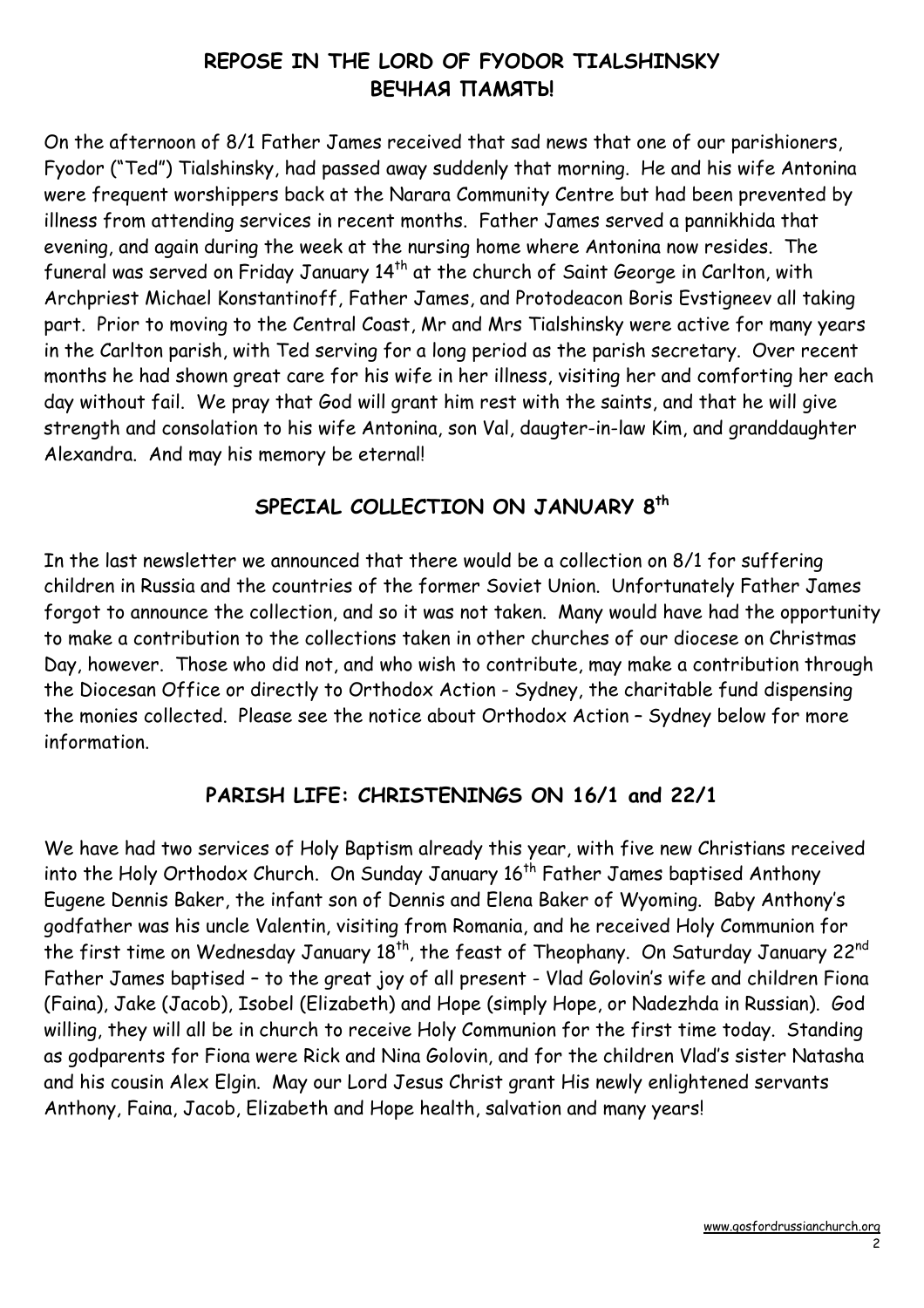## REPOSE IN THE LORD OF FYODOR TIALSHINSKY
## ВЕЧНАЯ ПАМЯТЬ!

On the afternoon of 8/1 Father James received that sad news that one of our parishioners, Fyodor ("Ted") Tialshinsky, had passed away suddenly that morning. He and his wife Antonina were frequent worshippers back at the Narara Community Centre but had been prevented by illness from attending services in recent months. Father James served a pannikhida that evening, and again during the week at the nursing home where Antonina now resides. The funeral was served on Friday January 14th at the church of Saint George in Carlton, with Archpriest Michael Konstantinoff, Father James, and Protodeacon Boris Evstigneev all taking part. Prior to moving to the Central Coast, Mr and Mrs Tialshinsky were active for many years in the Carlton parish, with Ted serving for a long period as the parish secretary. Over recent months he had shown great care for his wife in her illness, visiting her and comforting her each day without fail. We pray that God will grant him rest with the saints, and that he will give strength and consolation to his wife Antonina, son Val, daugter-in-law Kim, and granddaughter Alexandra. And may his memory be eternal!

## SPECIAL COLLECTION ON JANUARY 8th

In the last newsletter we announced that there would be a collection on 8/1 for suffering children in Russia and the countries of the former Soviet Union. Unfortunately Father James forgot to announce the collection, and so it was not taken. Many would have had the opportunity to make a contribution to the collections taken in other churches of our diocese on Christmas Day, however. Those who did not, and who wish to contribute, may make a contribution through the Diocesan Office or directly to Orthodox Action - Sydney, the charitable fund dispensing the monies collected. Please see the notice about Orthodox Action – Sydney below for more information.

## PARISH LIFE: CHRISTENINGS ON 16/1 and 22/1

We have had two services of Holy Baptism already this year, with five new Christians received into the Holy Orthodox Church. On Sunday January 16th Father James baptised Anthony Eugene Dennis Baker, the infant son of Dennis and Elena Baker of Wyoming. Baby Anthony's godfather was his uncle Valentin, visiting from Romania, and he received Holy Communion for the first time on Wednesday January 18th, the feast of Theophany. On Saturday January 22nd Father James baptised – to the great joy of all present - Vlad Golovin's wife and children Fiona (Faina), Jake (Jacob), Isobel (Elizabeth) and Hope (simply Hope, or Nadezhda in Russian). God willing, they will all be in church to receive Holy Communion for the first time today. Standing as godparents for Fiona were Rick and Nina Golovin, and for the children Vlad's sister Natasha and his cousin Alex Elgin. May our Lord Jesus Christ grant His newly enlightened servants Anthony, Faina, Jacob, Elizabeth and Hope health, salvation and many years!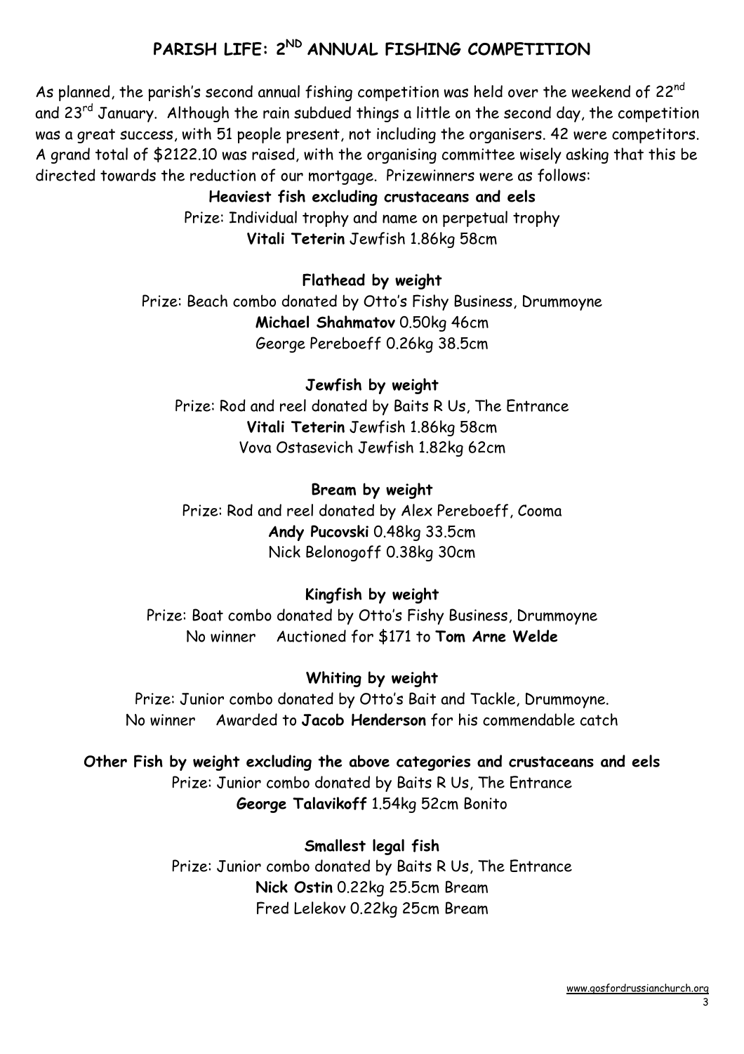# PARISH LIFE: 2ND ANNUAL FISHING COMPETITION

As planned, the parish's second annual fishing competition was held over the weekend of 22nd and 23rd January. Although the rain subdued things a little on the second day, the competition was a great success, with 51 people present, not including the organisers. 42 were competitors. A grand total of $2122.10 was raised, with the organising committee wisely asking that this be directed towards the reduction of our mortgage. Prizewinners were as follows:

**Heaviest fish excluding crustaceans and eels**
Prize: Individual trophy and name on perpetual trophy
**Vitali Teterin** Jewfish 1.86kg 58cm

**Flathead by weight**
Prize: Beach combo donated by Otto's Fishy Business, Drummoyne
**Michael Shahmatov** 0.50kg 46cm
George Pereboeff 0.26kg 38.5cm

**Jewfish by weight**
Prize: Rod and reel donated by Baits R Us, The Entrance
**Vitali Teterin** Jewfish 1.86kg 58cm
Vova Ostasevich Jewfish 1.82kg 62cm

**Bream by weight**
Prize: Rod and reel donated by Alex Pereboeff, Cooma
**Andy Pucovski** 0.48kg 33.5cm
Nick Belonogoff 0.38kg 30cm

**Kingfish by weight**
Prize: Boat combo donated by Otto's Fishy Business, Drummoyne
No winner Auctioned for $171 to **Tom Arne Welde**

**Whiting by weight**
Prize: Junior combo donated by Otto's Bait and Tackle, Drummoyne.
No winner Awarded to **Jacob Henderson** for his commendable catch

**Other Fish by weight excluding the above categories and crustaceans and eels**
Prize: Junior combo donated by Baits R Us, The Entrance
**George Talavikoff** 1.54kg 52cm Bonito

**Smallest legal fish**
Prize: Junior combo donated by Baits R Us, The Entrance
**Nick Ostin** 0.22kg 25.5cm Bream
Fred Lelekov 0.22kg 25cm Bream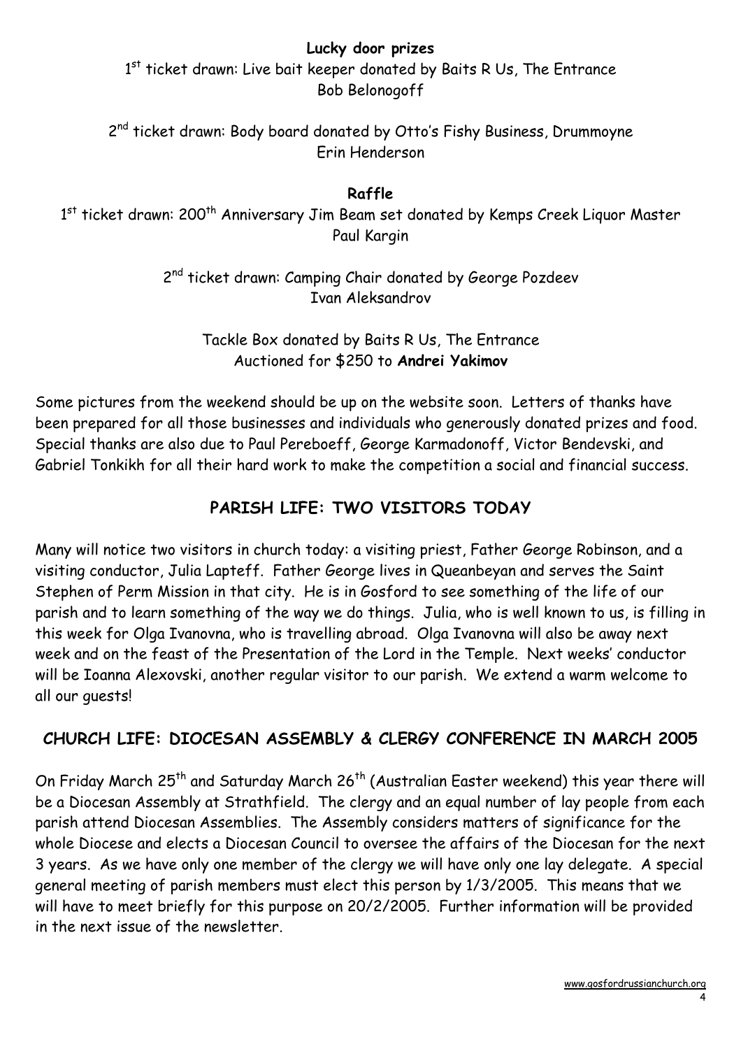**Lucky door prizes**

1st ticket drawn: Live bait keeper donated by Baits R Us, The Entrance
Bob Belonogoff

2nd ticket drawn: Body board donated by Otto's Fishy Business, Drummoyne
Erin Henderson

**Raffle**

1st ticket drawn: 200th Anniversary Jim Beam set donated by Kemps Creek Liquor Master
Paul Kargin

2nd ticket drawn: Camping Chair donated by George Pozdeev
Ivan Aleksandrov

Tackle Box donated by Baits R Us, The Entrance
Auctioned for $250 to **Andrei Yakimov**

Some pictures from the weekend should be up on the website soon. Letters of thanks have been prepared for all those businesses and individuals who generously donated prizes and food. Special thanks are also due to Paul Pereboeff, George Karmadonoff, Victor Bendevski, and Gabriel Tonkikh for all their hard work to make the competition a social and financial success.

## PARISH LIFE: TWO VISITORS TODAY

Many will notice two visitors in church today: a visiting priest, Father George Robinson, and a visiting conductor, Julia Lapteff. Father George lives in Queanbeyan and serves the Saint Stephen of Perm Mission in that city. He is in Gosford to see something of the life of our parish and to learn something of the way we do things. Julia, who is well known to us, is filling in this week for Olga Ivanovna, who is travelling abroad. Olga Ivanovna will also be away next week and on the feast of the Presentation of the Lord in the Temple. Next weeks' conductor will be Ioanna Alexovski, another regular visitor to our parish. We extend a warm welcome to all our guests!

## CHURCH LIFE: DIOCESAN ASSEMBLY & CLERGY CONFERENCE IN MARCH 2005

On Friday March 25th and Saturday March 26th (Australian Easter weekend) this year there will be a Diocesan Assembly at Strathfield. The clergy and an equal number of lay people from each parish attend Diocesan Assemblies. The Assembly considers matters of significance for the whole Diocese and elects a Diocesan Council to oversee the affairs of the Diocesan for the next 3 years. As we have only one member of the clergy we will have only one lay delegate. A special general meeting of parish members must elect this person by 1/3/2005. This means that we will have to meet briefly for this purpose on 20/2/2005. Further information will be provided in the next issue of the newsletter.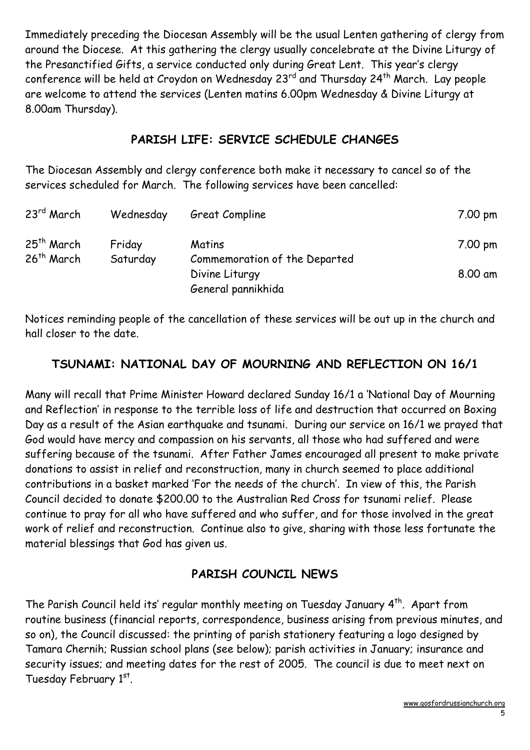Immediately preceding the Diocesan Assembly will be the usual Lenten gathering of clergy from around the Diocese. At this gathering the clergy usually concelebrate at the Divine Liturgy of the Presanctified Gifts, a service conducted only during Great Lent. This year's clergy conference will be held at Croydon on Wednesday 23rd and Thursday 24th March. Lay people are welcome to attend the services (Lenten matins 6.00pm Wednesday & Divine Liturgy at 8.00am Thursday).

## PARISH LIFE: SERVICE SCHEDULE CHANGES

The Diocesan Assembly and clergy conference both make it necessary to cancel so of the services scheduled for March. The following services have been cancelled:

| | | | |
|---|---|---|---|
| 23rd March | Wednesday | Great Compline | 7.00 pm |
| 25th March | Friday | Matins | 7.00 pm |
| 26th March | Saturday | Commemoration of the Departed | |
| | | Divine Liturgy | 8.00 am |
| | | General pannikhida | |

Notices reminding people of the cancellation of these services will be out up in the church and hall closer to the date.

## TSUNAMI: NATIONAL DAY OF MOURNING AND REFLECTION ON 16/1

Many will recall that Prime Minister Howard declared Sunday 16/1 a 'National Day of Mourning and Reflection' in response to the terrible loss of life and destruction that occurred on Boxing Day as a result of the Asian earthquake and tsunami. During our service on 16/1 we prayed that God would have mercy and compassion on his servants, all those who had suffered and were suffering because of the tsunami. After Father James encouraged all present to make private donations to assist in relief and reconstruction, many in church seemed to place additional contributions in a basket marked 'For the needs of the church'. In view of this, the Parish Council decided to donate $200.00 to the Australian Red Cross for tsunami relief. Please continue to pray for all who have suffered and who suffer, and for those involved in the great work of relief and reconstruction. Continue also to give, sharing with those less fortunate the material blessings that God has given us.

## PARISH COUNCIL NEWS

The Parish Council held its' regular monthly meeting on Tuesday January 4th. Apart from routine business (financial reports, correspondence, business arising from previous minutes, and so on), the Council discussed: the printing of parish stationery featuring a logo designed by Tamara Chernih; Russian school plans (see below); parish activities in January; insurance and security issues; and meeting dates for the rest of 2005. The council is due to meet next on Tuesday February 1st.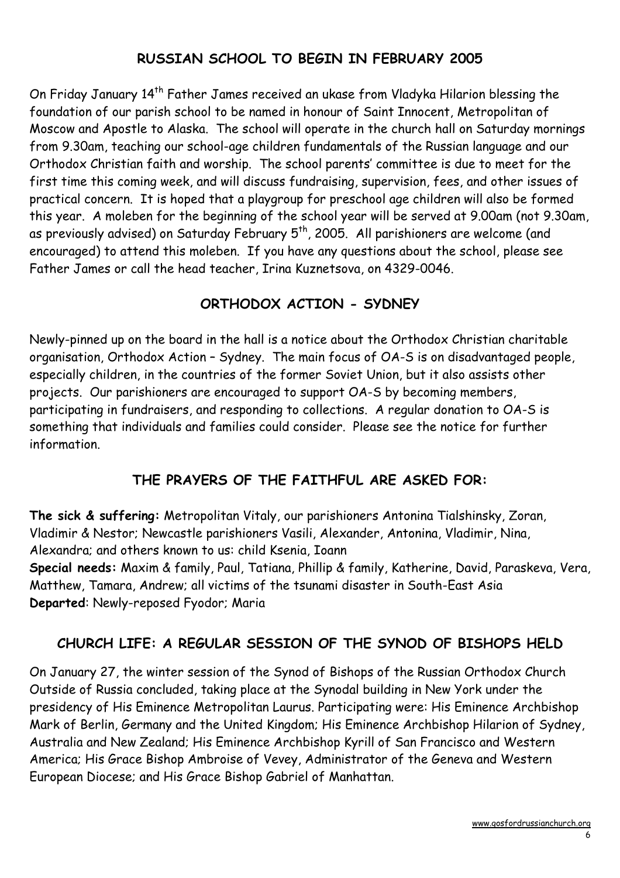## RUSSIAN SCHOOL TO BEGIN IN FEBRUARY 2005

On Friday January 14th Father James received an ukase from Vladyka Hilarion blessing the foundation of our parish school to be named in honour of Saint Innocent, Metropolitan of Moscow and Apostle to Alaska. The school will operate in the church hall on Saturday mornings from 9.30am, teaching our school-age children fundamentals of the Russian language and our Orthodox Christian faith and worship. The school parents' committee is due to meet for the first time this coming week, and will discuss fundraising, supervision, fees, and other issues of practical concern. It is hoped that a playgroup for preschool age children will also be formed this year. A moleben for the beginning of the school year will be served at 9.00am (not 9.30am, as previously advised) on Saturday February 5th, 2005. All parishioners are welcome (and encouraged) to attend this moleben. If you have any questions about the school, please see Father James or call the head teacher, Irina Kuznetsova, on 4329-0046.

## ORTHODOX ACTION - SYDNEY

Newly-pinned up on the board in the hall is a notice about the Orthodox Christian charitable organisation, Orthodox Action – Sydney. The main focus of OA-S is on disadvantaged people, especially children, in the countries of the former Soviet Union, but it also assists other projects. Our parishioners are encouraged to support OA-S by becoming members, participating in fundraisers, and responding to collections. A regular donation to OA-S is something that individuals and families could consider. Please see the notice for further information.

## THE PRAYERS OF THE FAITHFUL ARE ASKED FOR:

**The sick & suffering:** Metropolitan Vitaly, our parishioners Antonina Tialshinsky, Zoran, Vladimir & Nestor; Newcastle parishioners Vasili, Alexander, Antonina, Vladimir, Nina, Alexandra; and others known to us: child Ksenia, Ioann

**Special needs:** Maxim & family, Paul, Tatiana, Phillip & family, Katherine, David, Paraskeva, Vera, Matthew, Tamara, Andrew; all victims of the tsunami disaster in South-East Asia

**Departed**: Newly-reposed Fyodor; Maria

## CHURCH LIFE: A REGULAR SESSION OF THE SYNOD OF BISHOPS HELD

On January 27, the winter session of the Synod of Bishops of the Russian Orthodox Church Outside of Russia concluded, taking place at the Synodal building in New York under the presidency of His Eminence Metropolitan Laurus. Participating were: His Eminence Archbishop Mark of Berlin, Germany and the United Kingdom; His Eminence Archbishop Hilarion of Sydney, Australia and New Zealand; His Eminence Archbishop Kyrill of San Francisco and Western America; His Grace Bishop Ambroise of Vevey, Administrator of the Geneva and Western European Diocese; and His Grace Bishop Gabriel of Manhattan.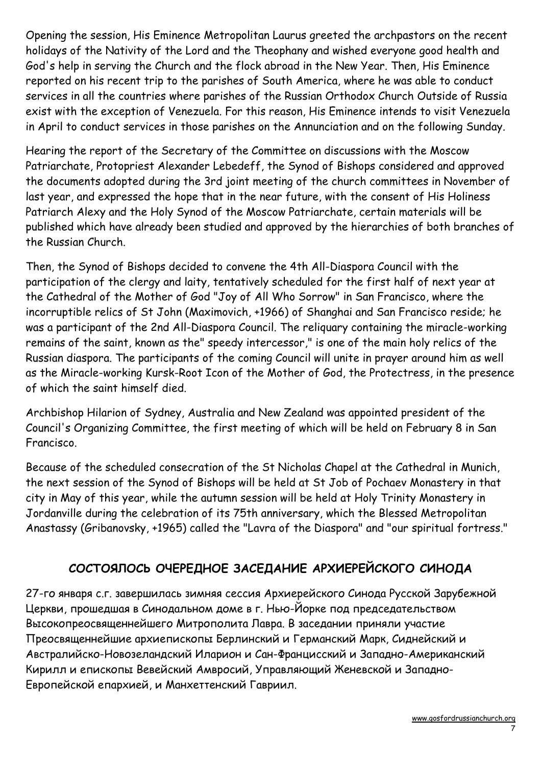Opening the session, His Eminence Metropolitan Laurus greeted the archpastors on the recent holidays of the Nativity of the Lord and the Theophany and wished everyone good health and God's help in serving the Church and the flock abroad in the New Year. Then, His Eminence reported on his recent trip to the parishes of South America, where he was able to conduct services in all the countries where parishes of the Russian Orthodox Church Outside of Russia exist with the exception of Venezuela. For this reason, His Eminence intends to visit Venezuela in April to conduct services in those parishes on the Annunciation and on the following Sunday.

Hearing the report of the Secretary of the Committee on discussions with the Moscow Patriarchate, Protopriest Alexander Lebedeff, the Synod of Bishops considered and approved the documents adopted during the 3rd joint meeting of the church committees in November of last year, and expressed the hope that in the near future, with the consent of His Holiness Patriarch Alexy and the Holy Synod of the Moscow Patriarchate, certain materials will be published which have already been studied and approved by the hierarchies of both branches of the Russian Church.

Then, the Synod of Bishops decided to convene the 4th All-Diaspora Council with the participation of the clergy and laity, tentatively scheduled for the first half of next year at the Cathedral of the Mother of God "Joy of All Who Sorrow" in San Francisco, where the incorruptible relics of St John (Maximovich, +1966) of Shanghai and San Francisco reside; he was a participant of the 2nd All-Diaspora Council. The reliquary containing the miracle-working remains of the saint, known as the" speedy intercessor," is one of the main holy relics of the Russian diaspora. The participants of the coming Council will unite in prayer around him as well as the Miracle-working Kursk-Root Icon of the Mother of God, the Protectress, in the presence of which the saint himself died.

Archbishop Hilarion of Sydney, Australia and New Zealand was appointed president of the Council's Organizing Committee, the first meeting of which will be held on February 8 in San Francisco.

Because of the scheduled consecration of the St Nicholas Chapel at the Cathedral in Munich, the next session of the Synod of Bishops will be held at St Job of Pochaev Monastery in that city in May of this year, while the autumn session will be held at Holy Trinity Monastery in Jordanville during the celebration of its 75th anniversary, which the Blessed Metropolitan Anastassy (Gribanovsky, +1965) called the "Lavra of the Diaspora" and "our spiritual fortress."

## СОСТОЯЛОСЬ ОЧЕРЕДНОЕ ЗАСЕДАНИЕ АРХИЕРЕЙСКОГО СИНОДА

27-го января с.г. завершилась зимняя сессия Архиерейского Синода Русской Зарубежной Церкви, прошедшая в Синодальном доме в г. Нью-Йорке под председательством Высокопреосвященнейшего Митрополита Лавра. В заседании приняли участие Преосвященнейшие архиепископы Берлинский и Германский Марк, Сиднейский и Австралийско-Новозеландский Иларион и Сан-Францисский и Западно-Американский Кирилл и епископы Вевейский Амвросий, Управляющий Женевской и Западно-Европейской епархией, и Манхеттенский Гавриил.

www.gosfordrussianchurch.org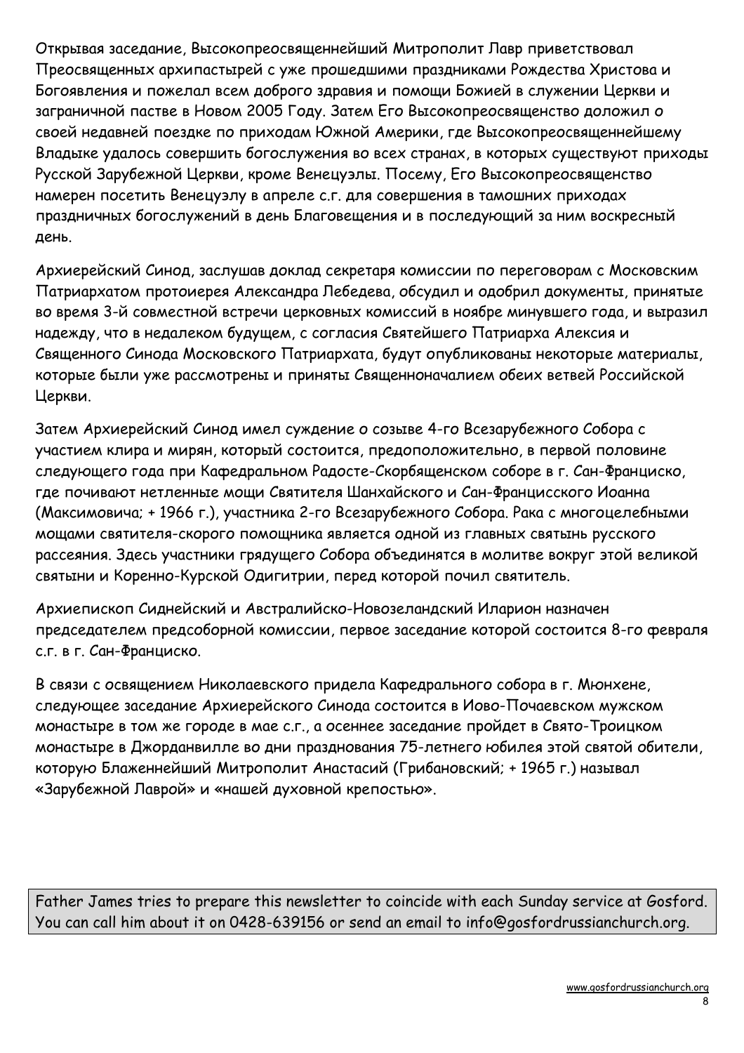Открывая заседание, Высокопреосвященнейший Митрополит Лавр приветствовал Преосвященных архипастырей с уже прошедшими праздниками Рождества Христова и Богоявления и пожелал всем доброго здравия и помощи Божией в служении Церкви и заграничной пастве в Новом 2005 Году. Затем Его Высокопреосвященство доложил о своей недавней поездке по приходам Южной Америки, где Высокопреосвященнейшему Владыке удалось совершить богослужения во всех странах, в которых существуют приходы Русской Зарубежной Церкви, кроме Венецуэлы. Посему, Его Высокопреосвященство намерен посетить Венецуэлу в апреле с.г. для совершения в тамошних приходах праздничных богослужений в день Благовещения и в последующий за ним воскресный день.

Архиерейский Синод, заслушав доклад секретаря комиссии по переговорам с Московским Патриархатом протоиерея Александра Лебедева, обсудил и одобрил документы, принятые во время 3-й совместной встречи церковных комиссий в ноябре минувшего года, и выразил надежду, что в недалеком будущем, с согласия Святейшего Патриарха Алексия и Священного Синода Московского Патриархата, будут опубликованы некоторые материалы, которые были уже рассмотрены и приняты Священноначалием обеих ветвей Российской Церкви.

Затем Архиерейский Синод имел суждение о созыве 4-го Всезарубежного Собора с участием клира и мирян, который состоится, предоположительно, в первой половине следующего года при Кафедральном Радосте-Скорбященском соборе в г. Сан-Франциско, где почивают нетленные мощи Святителя Шанхайского и Сан-Францисского Иоанна (Максимовича; + 1966 г.), участника 2-го Всезарубежного Собора. Рака с многоцелебными мощами святителя-скорого помощника является одной из главных святынь русского рассеяния. Здесь участники грядущего Собора объединятся в молитве вокруг этой великой святыни и Коренно-Курской Одигитрии, перед которой почил святитель.

Архиепископ Сиднейский и Австралийско-Новозеландский Иларион назначен председателем предсоборной комиссии, первое заседание которой состоится 8-го февраля с.г. в г. Сан-Франциско.

В связи с освящением Николаевского придела Кафедрального собора в г. Мюнхене, следующее заседание Архиерейского Синода состоится в Иово-Почаевском мужском монастыре в том же городе в мае с.г., а осеннее заседание пройдет в Свято-Троицком монастыре в Джорданвилле во дни празднования 75-летнего юбилея этой святой обители, которую Блаженнейший Митрополит Анастасий (Грибановский; + 1965 г.) называл «Зарубежной Лаврой» и «нашей духовной крепостью».

Father James tries to prepare this newsletter to coincide with each Sunday service at Gosford. You can call him about it on 0428-639156 or send an email to info@gosfordrussianchurch.org.